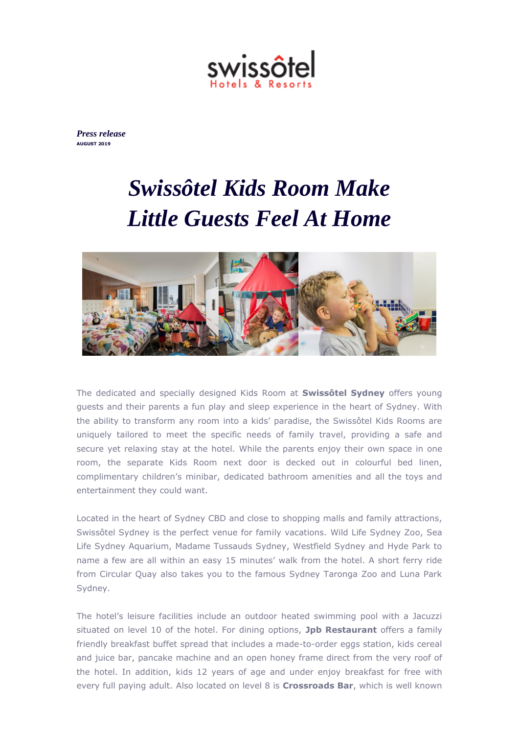swissôtel
Hotels & Resorts

***Press release***
**AUGUST 2019**

# *Swissôtel Kids Room Make Little Guests Feel At Home*

The dedicated and specially designed Kids Room at **Swissôtel Sydney** offers young guests and their parents a fun play and sleep experience in the heart of Sydney. With the ability to transform any room into a kids' paradise, the Swissôtel Kids Rooms are uniquely tailored to meet the specific needs of family travel, providing a safe and secure yet relaxing stay at the hotel. While the parents enjoy their own space in one room, the separate Kids Room next door is decked out in colourful bed linen, complimentary children's minibar, dedicated bathroom amenities and all the toys and entertainment they could want.

Located in the heart of Sydney CBD and close to shopping malls and family attractions, Swissôtel Sydney is the perfect venue for family vacations. Wild Life Sydney Zoo, Sea Life Sydney Aquarium, Madame Tussauds Sydney, Westfield Sydney and Hyde Park to name a few are all within an easy 15 minutes' walk from the hotel. A short ferry ride from Circular Quay also takes you to the famous Sydney Taronga Zoo and Luna Park Sydney.

The hotel's leisure facilities include an outdoor heated swimming pool with a Jacuzzi situated on level 10 of the hotel. For dining options, **Jpb Restaurant** offers a family friendly breakfast buffet spread that includes a made-to-order eggs station, kids cereal and juice bar, pancake machine and an open honey frame direct from the very roof of the hotel. In addition, kids 12 years of age and under enjoy breakfast for free with every full paying adult. Also located on level 8 is **Crossroads Bar**, which is well known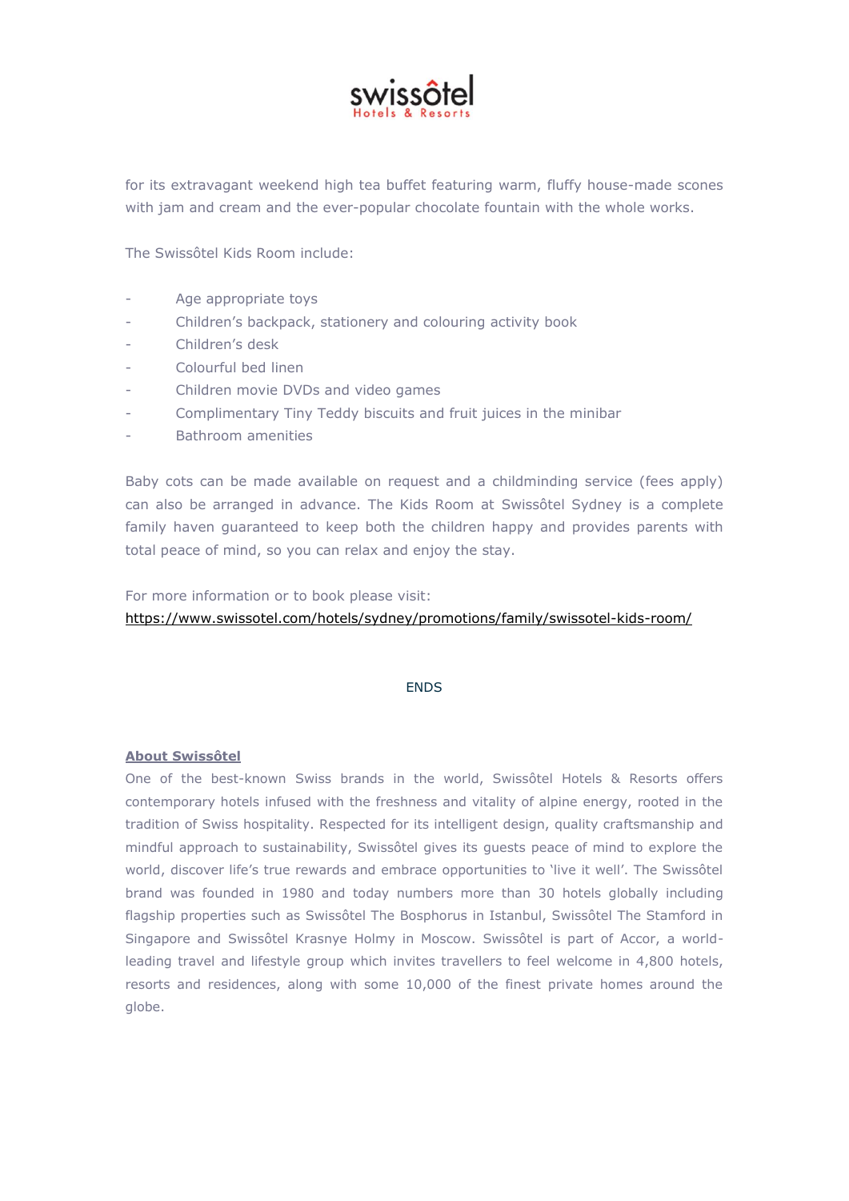for its extravagant weekend high tea buffet featuring warm, fluffy house-made scones with jam and cream and the ever-popular chocolate fountain with the whole works.

The Swissôtel Kids Room include:

- Age appropriate toys
- Children's backpack, stationery and colouring activity book
- Children's desk
- Colourful bed linen
- Children movie DVDs and video games
- Complimentary Tiny Teddy biscuits and fruit juices in the minibar
- Bathroom amenities

Baby cots can be made available on request and a childminding service (fees apply) can also be arranged in advance. The Kids Room at Swissôtel Sydney is a complete family haven guaranteed to keep both the children happy and provides parents with total peace of mind, so you can relax and enjoy the stay.

For more information or to book please visit:
https://www.swissotel.com/hotels/sydney/promotions/family/swissotel-kids-room/

ENDS

**About Swissôtel**

One of the best-known Swiss brands in the world, Swissôtel Hotels & Resorts offers contemporary hotels infused with the freshness and vitality of alpine energy, rooted in the tradition of Swiss hospitality. Respected for its intelligent design, quality craftsmanship and mindful approach to sustainability, Swissôtel gives its guests peace of mind to explore the world, discover life's true rewards and embrace opportunities to 'live it well'. The Swissôtel brand was founded in 1980 and today numbers more than 30 hotels globally including flagship properties such as Swissôtel The Bosphorus in Istanbul, Swissôtel The Stamford in Singapore and Swissôtel Krasnye Holmy in Moscow. Swissôtel is part of Accor, a world-leading travel and lifestyle group which invites travellers to feel welcome in 4,800 hotels, resorts and residences, along with some 10,000 of the finest private homes around the globe.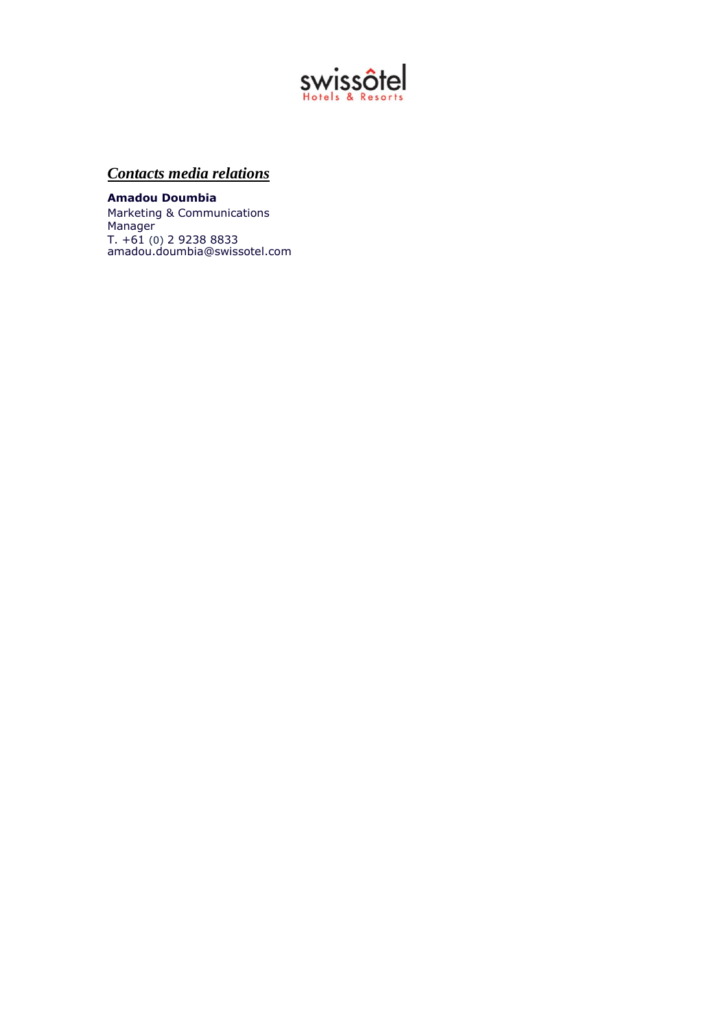swissôtel
Hotels & Resorts

## *Contacts media relations*

**Amadou Doumbia**
Marketing & Communications Manager
T. +61 (0) 2 9238 8833
amadou.doumbia@swissotel.com